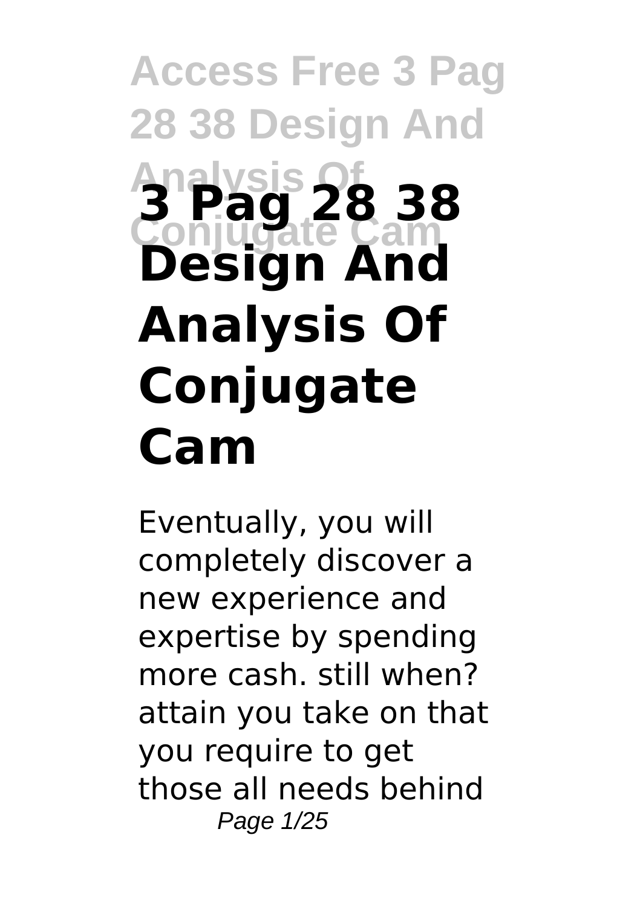# 3 Pag 28 38 Design And Analysis Of Conjugate Cam

Eventually, you will completely discover a new experience and expertise by spending more cash. still when? attain you take on that you require to get those all needs behind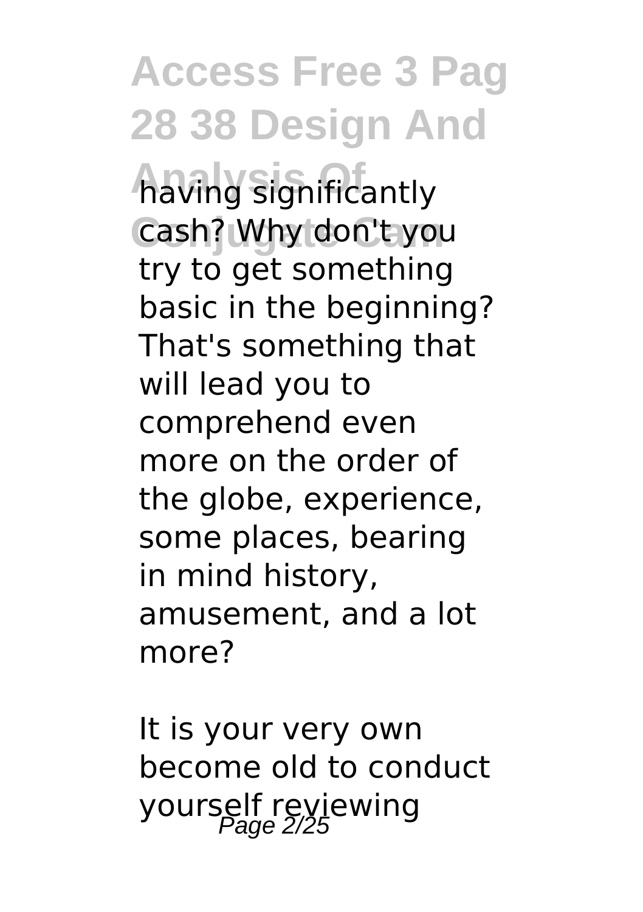having significantly cash? Why don't you try to get something basic in the beginning? That's something that will lead you to comprehend even more on the order of the globe, experience, some places, bearing in mind history, amusement, and a lot more?

It is your very own become old to conduct yourself reviewing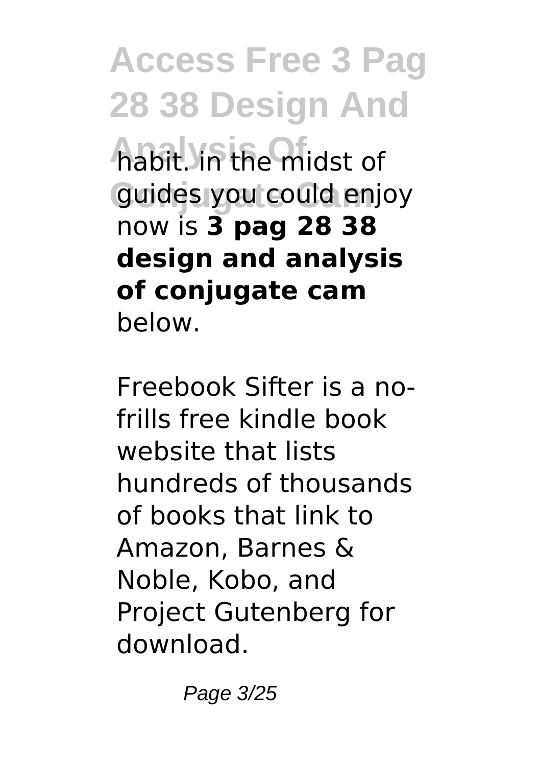habit. in the midst of guides you could enjoy now is **3 pag 28 38 design and analysis of conjugate cam** below.

Freebook Sifter is a no-frills free kindle book website that lists hundreds of thousands of books that link to Amazon, Barnes & Noble, Kobo, and Project Gutenberg for download.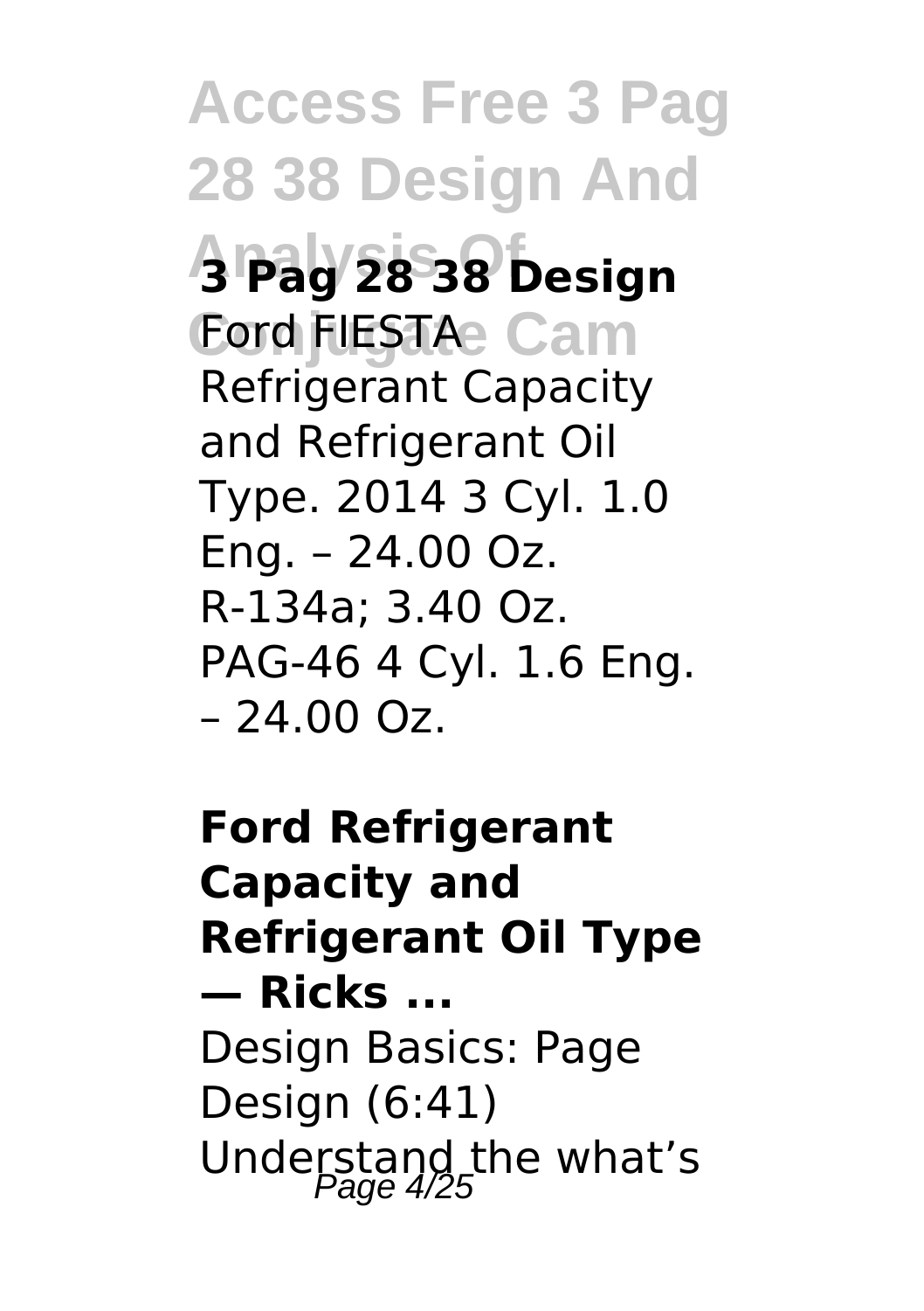### 3 Pag 28 38 Design

Ford FIESTA Refrigerant Capacity and Refrigerant Oil Type. 2014 3 Cyl. 1.0 Eng. – 24.00 Oz. R-134a; 3.40 Oz. PAG-46 4 Cyl. 1.6 Eng. – 24.00 Oz.

### Ford Refrigerant Capacity and Refrigerant Oil Type — Ricks ...

Design Basics: Page Design (6:41) Understand the what's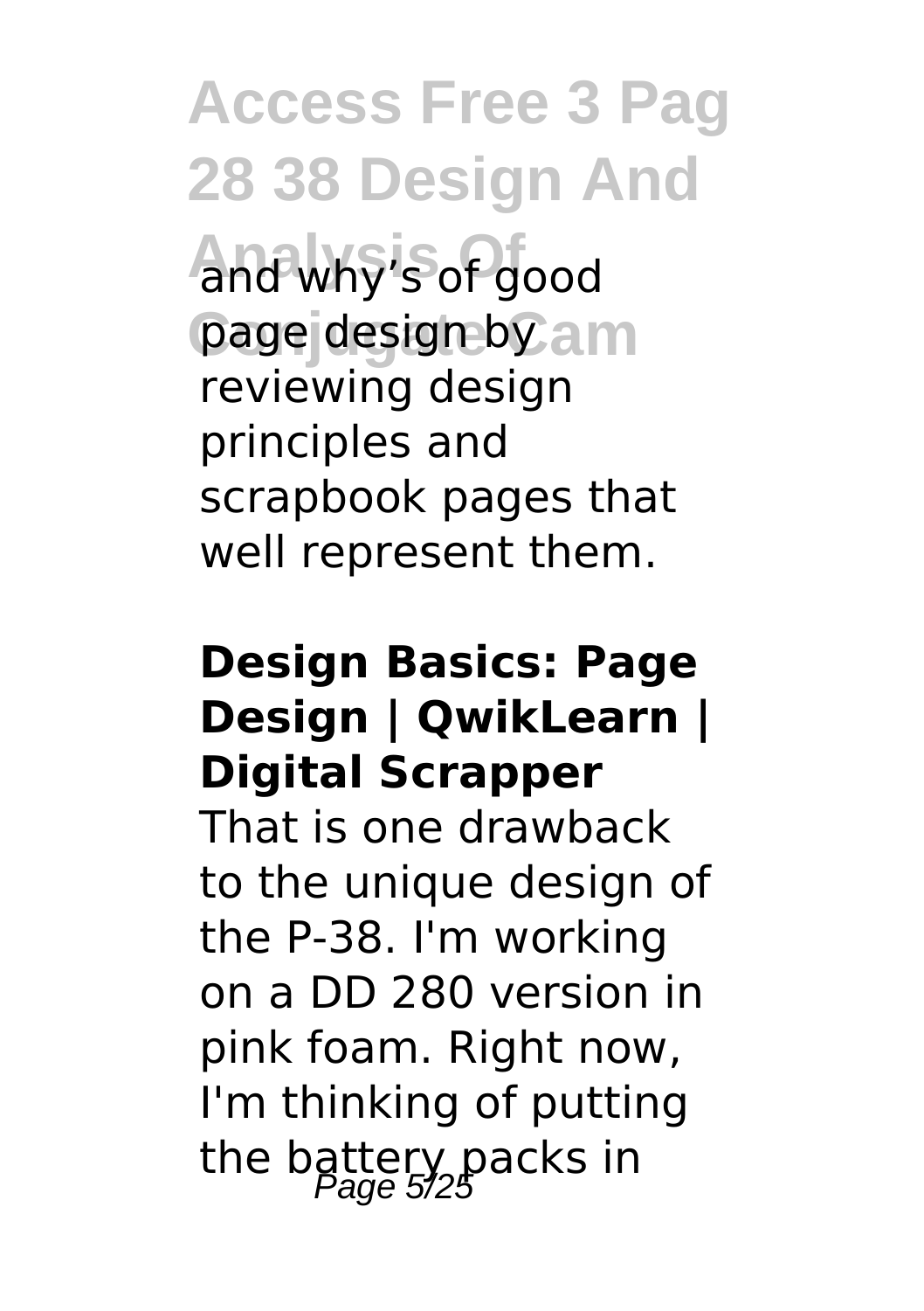and why's of good page design by reviewing design principles and scrapbook pages that well represent them.

## Design Basics: Page Design | QwikLearn | Digital Scrapper

That is one drawback to the unique design of the P-38. I'm working on a DD 280 version in pink foam. Right now, I'm thinking of putting the battery packs in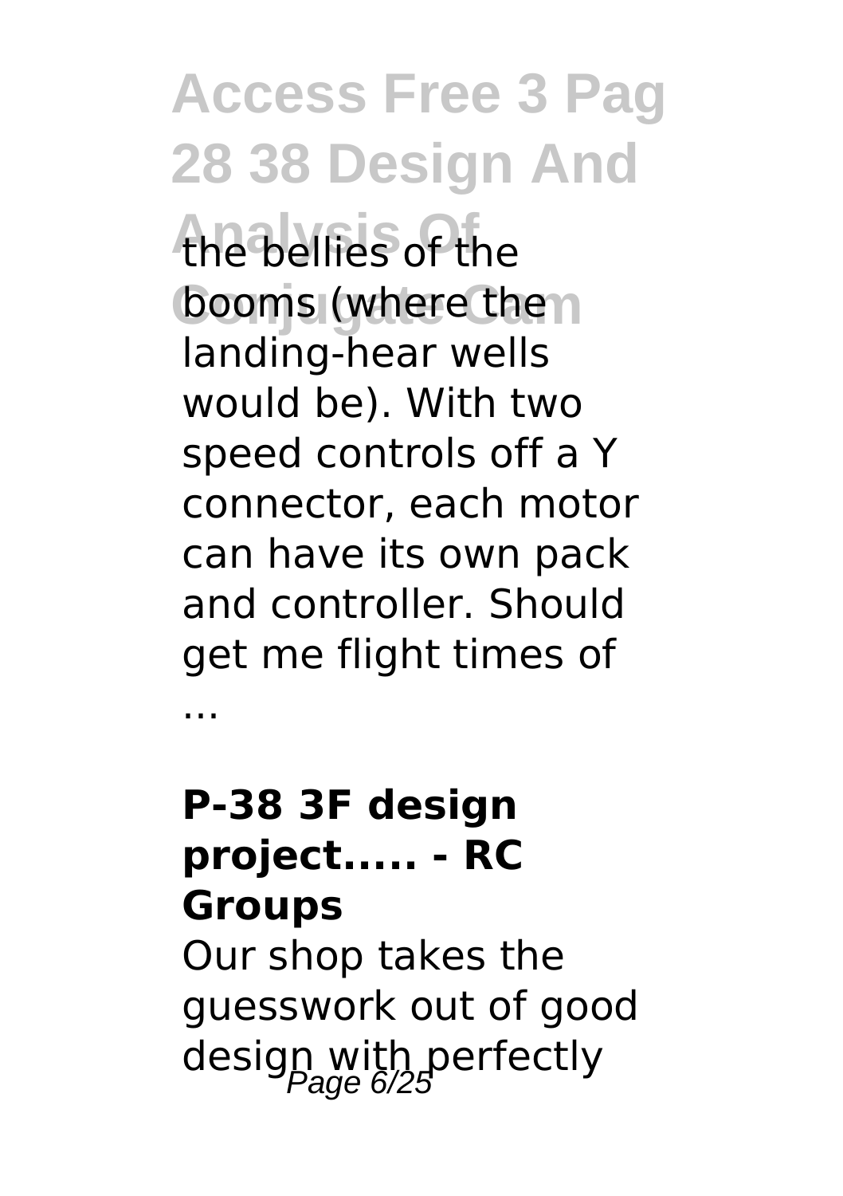the bellies of the booms (where the landing-hear wells would be). With two speed controls off a Y connector, each motor can have its own pack and controller. Should get me flight times of ...

**P-38 3F design project..... - RC Groups**

Our shop takes the guesswork out of good design with perfectly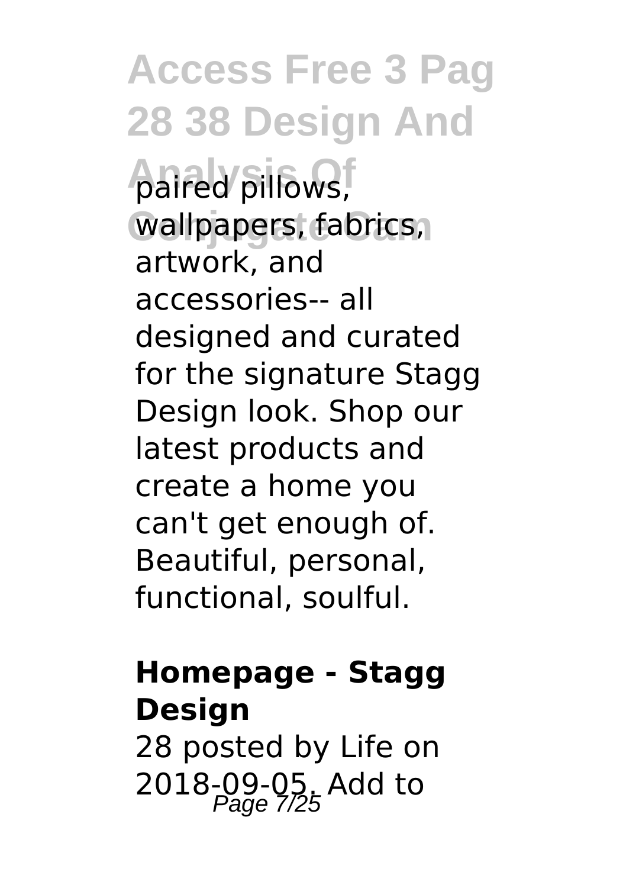paired pillows, wallpapers, fabrics, artwork, and accessories-- all designed and curated for the signature Stagg Design look. Shop our latest products and create a home you can't get enough of. Beautiful, personal, functional, soulful.

**Homepage - Stagg Design**

28 posted by Life on 2018-09-05. Add to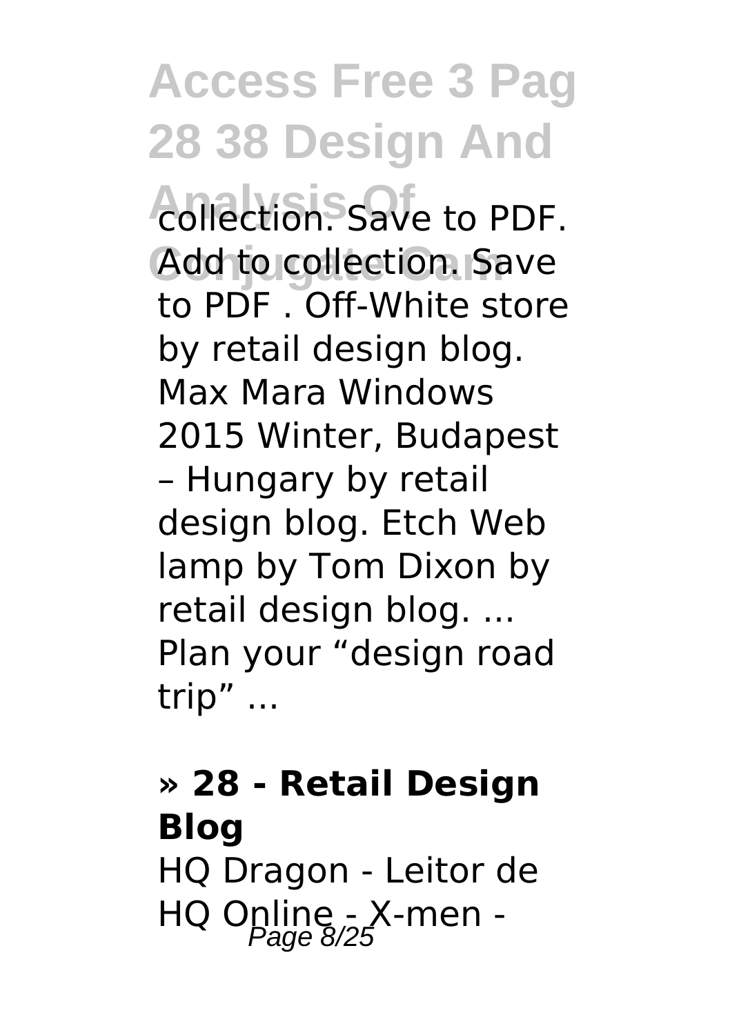collection. Save to PDF. Add to collection. Save to PDF . Off-White store by retail design blog. Max Mara Windows 2015 Winter, Budapest – Hungary by retail design blog. Etch Web lamp by Tom Dixon by retail design blog. ... Plan your “design road trip” ...

### » 28 - Retail Design Blog

HQ Dragon - Leitor de HQ Online - X-men -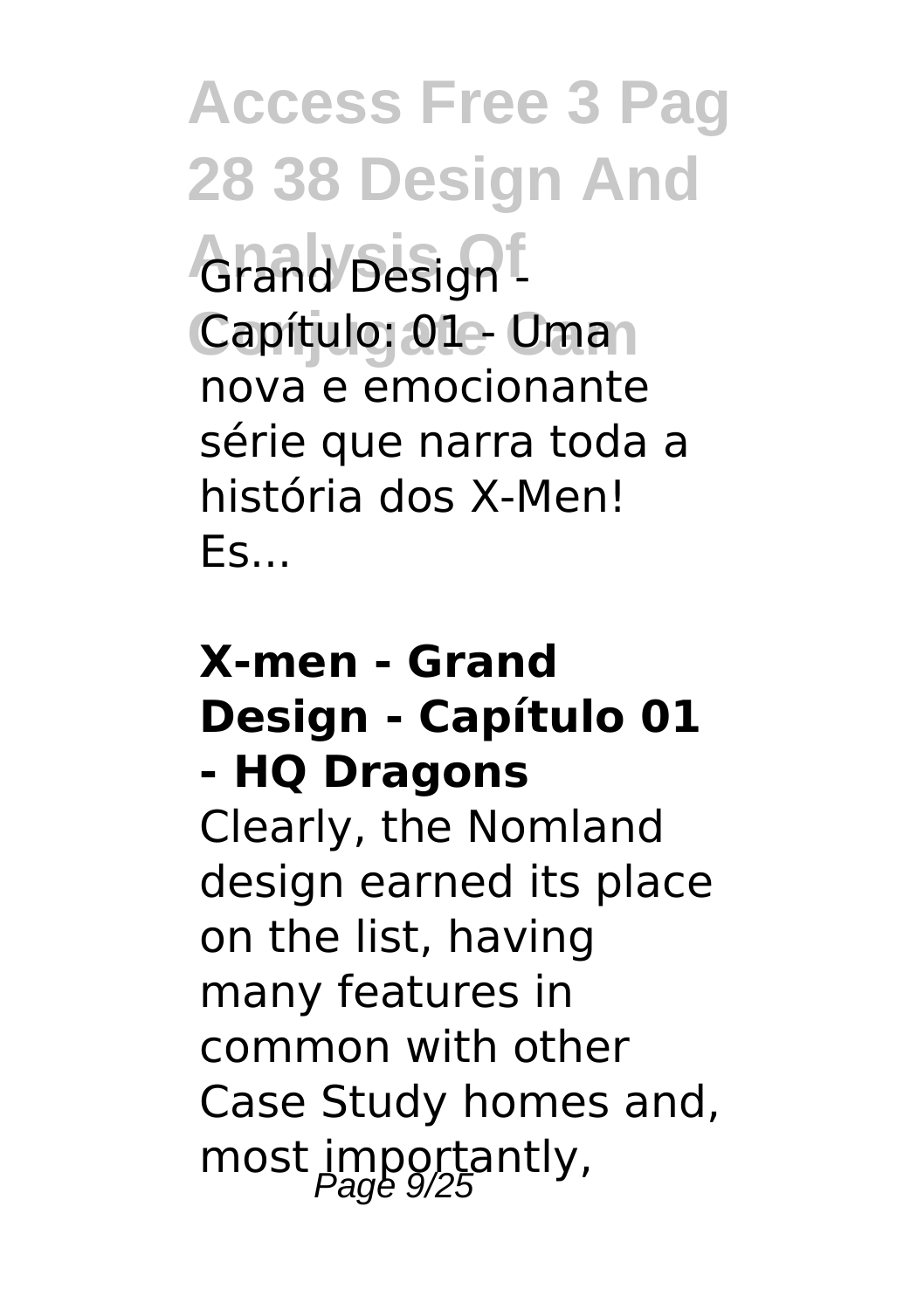Grand Design - Capítulo: 01 - Uma nova e emocionante série que narra toda a história dos X-Men! Es...

### X-men - Grand Design - Capítulo 01 - HQ Dragons

Clearly, the Nomland design earned its place on the list, having many features in common with other Case Study homes and, most importantly,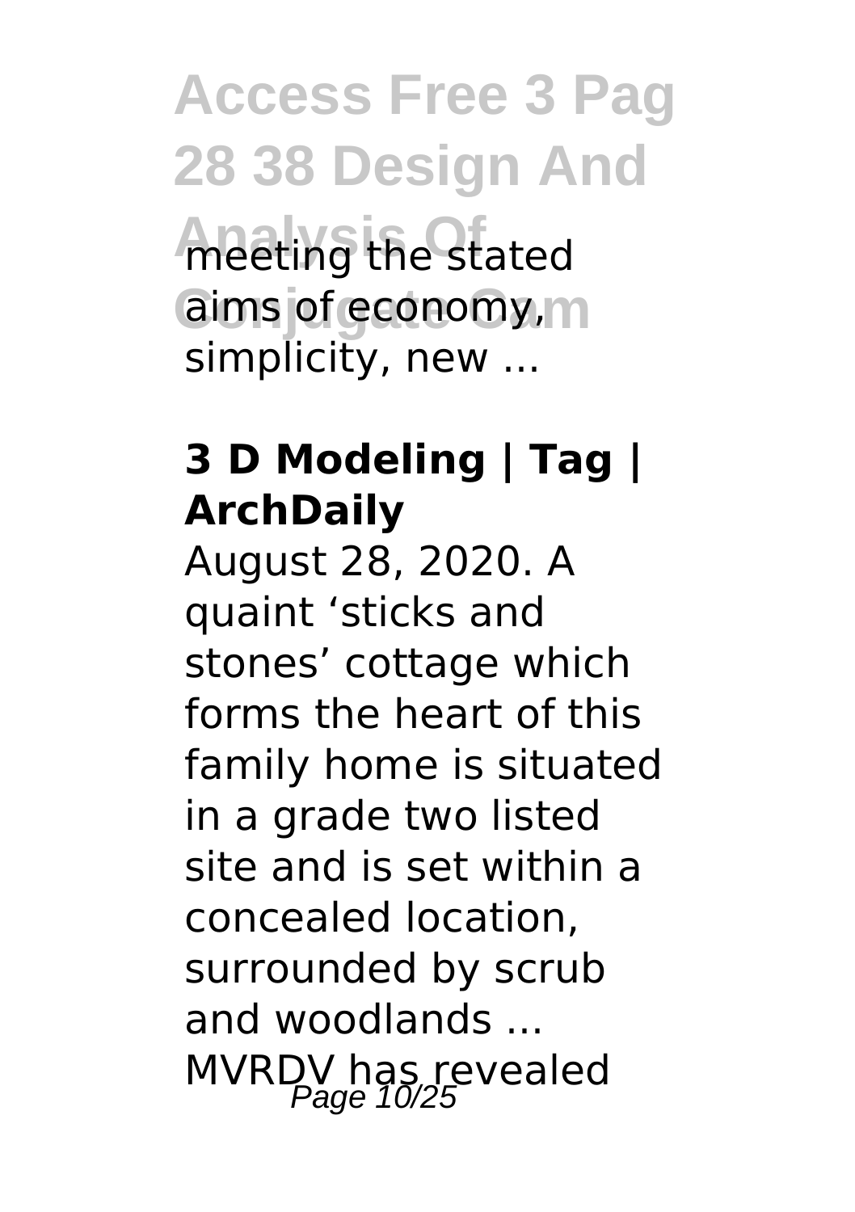meeting the stated aims of economy, simplicity, new ...

**3 D Modeling | Tag | ArchDaily**

August 28, 2020. A quaint 'sticks and stones' cottage which forms the heart of this family home is situated in a grade two listed site and is set within a concealed location, surrounded by scrub and woodlands ... MVRDV has revealed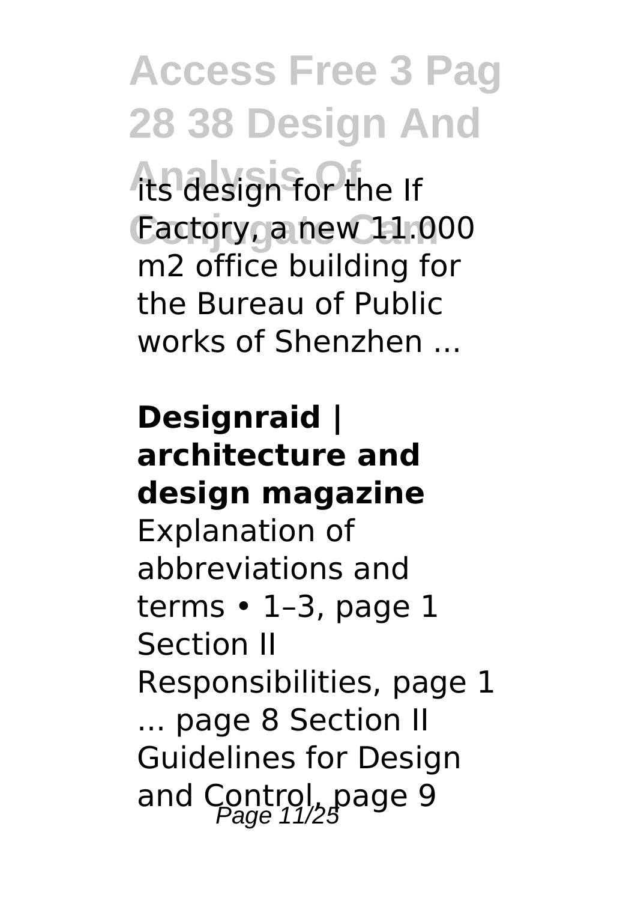its design for the If Factory, a new 11.000 m2 office building for the Bureau of Public works of Shenzhen ...

**Designraid | architecture and design magazine**

Explanation of abbreviations and terms • 1–3, page 1 Section II Responsibilities, page 1 ... page 8 Section II Guidelines for Design and Control, page 9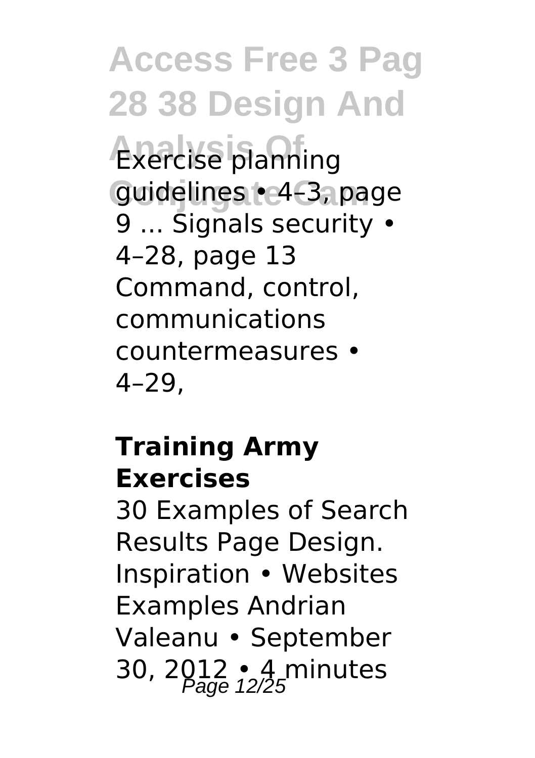Exercise planning guidelines • 4–3, page 9 ... Signals security • 4–28, page 13 Command, control, communications countermeasures • 4–29,

**Training Army Exercises**

30 Examples of Search Results Page Design. Inspiration • Websites Examples Andrian Valeanu • September 30, 2012 • 4 minutes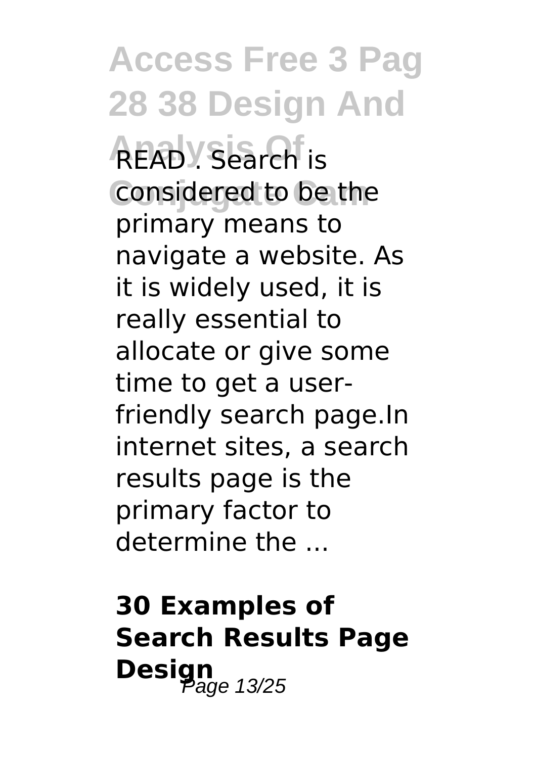READ . Search is considered to be the primary means to navigate a website. As it is widely used, it is really essential to allocate or give some time to get a user-friendly search page.In internet sites, a search results page is the primary factor to determine the ...

## 30 Examples of Search Results Page Design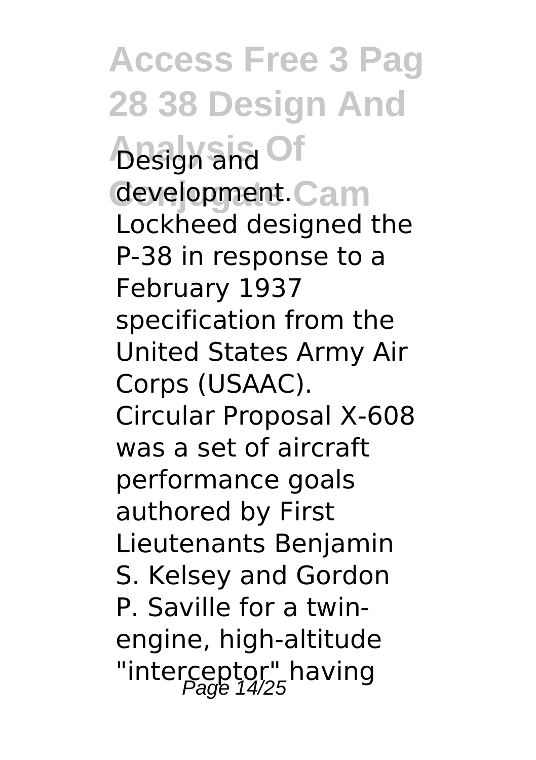Design and development. Lockheed designed the P-38 in response to a February 1937 specification from the United States Army Air Corps (USAAC). Circular Proposal X-608 was a set of aircraft performance goals authored by First Lieutenants Benjamin S. Kelsey and Gordon P. Saville for a twin-engine, high-altitude "interceptor" having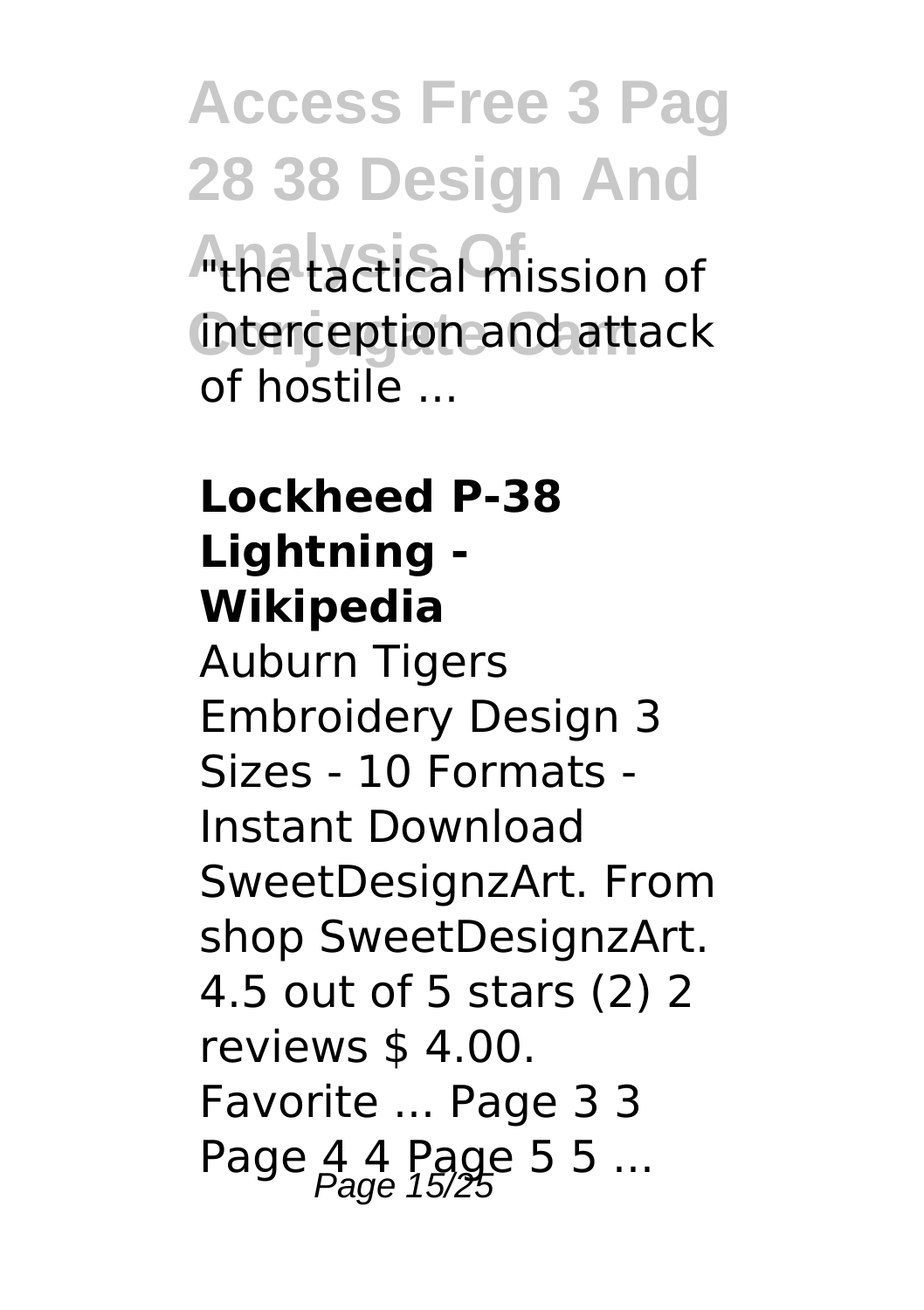"the tactical mission of interception and attack of hostile ...

**Lockheed P-38 Lightning - Wikipedia**

Auburn Tigers Embroidery Design 3 Sizes - 10 Formats - Instant Download SweetDesignzArt. From shop SweetDesignzArt. 4.5 out of 5 stars (2) 2 reviews $ 4.00. Favorite ... Page 3 3 Page 4 4 Page 5 5 ...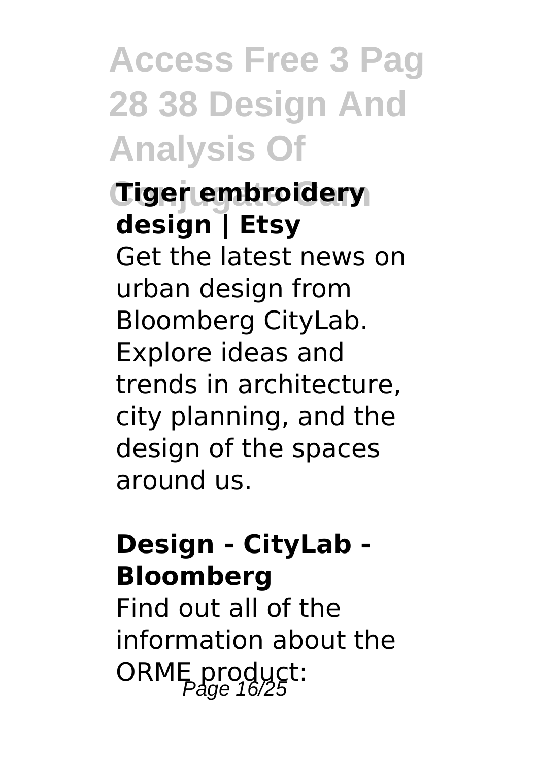### Tiger embroidery design | Etsy

Get the latest news on urban design from Bloomberg CityLab. Explore ideas and trends in architecture, city planning, and the design of the spaces around us.

### Design - CityLab - Bloomberg

Find out all of the information about the ORME product: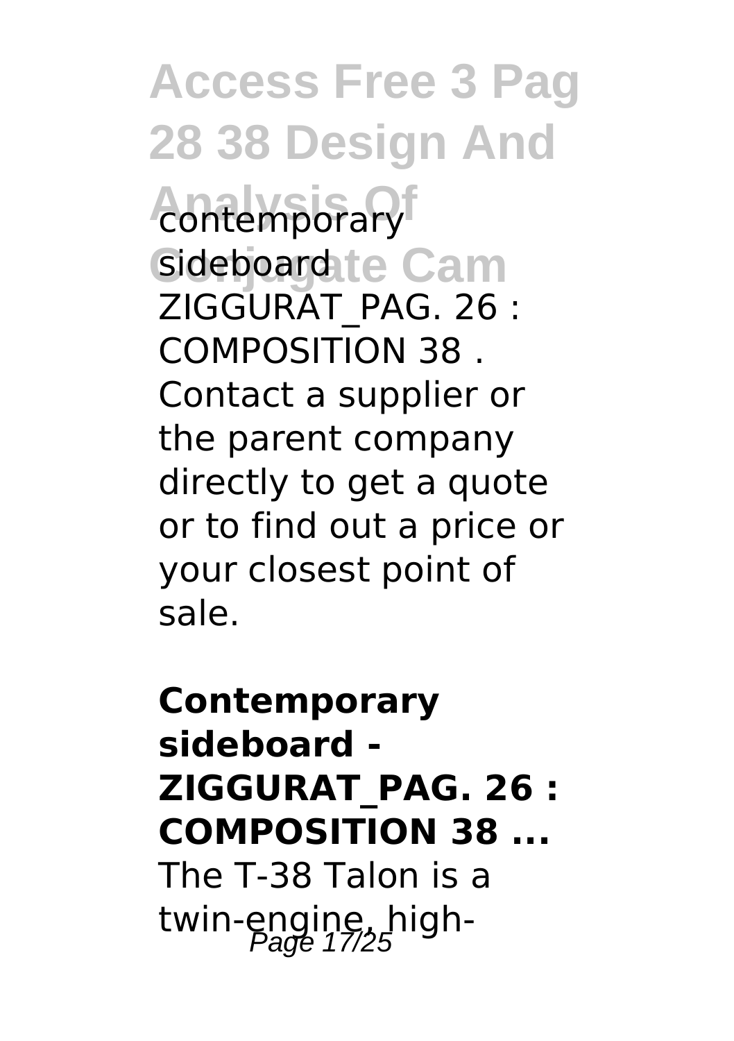contemporary sideboard ZIGGURAT_PAG. 26 : COMPOSITION 38 . Contact a supplier or the parent company directly to get a quote or to find out a price or your closest point of sale.

**Contemporary sideboard - ZIGGURAT_PAG. 26 : COMPOSITION 38 ...**

The T-38 Talon is a twin-engine, high-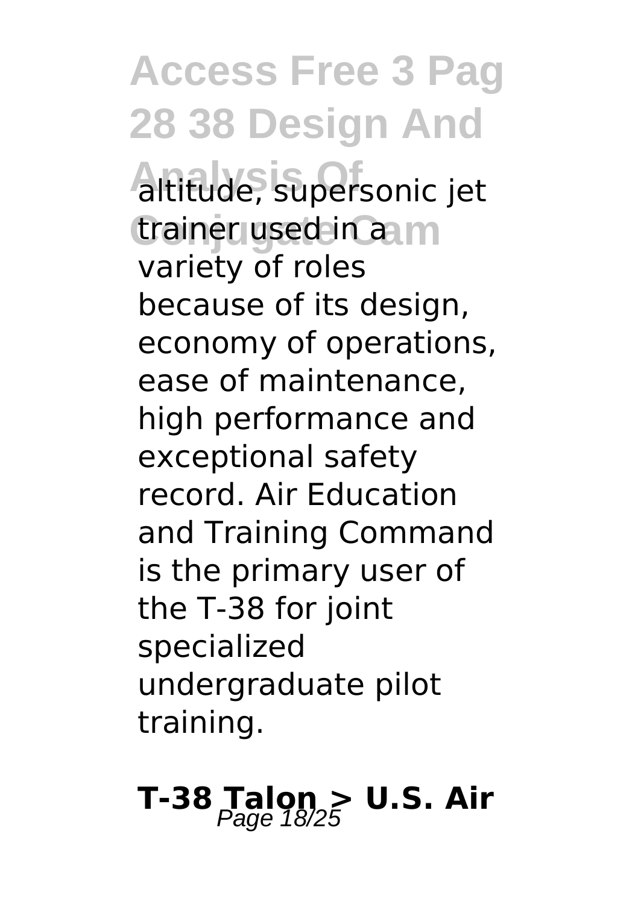altitude, supersonic jet trainer used in a variety of roles because of its design, economy of operations, ease of maintenance, high performance and exceptional safety record. Air Education and Training Command is the primary user of the T-38 for joint specialized undergraduate pilot training.

## T-38 Talon > U.S. Air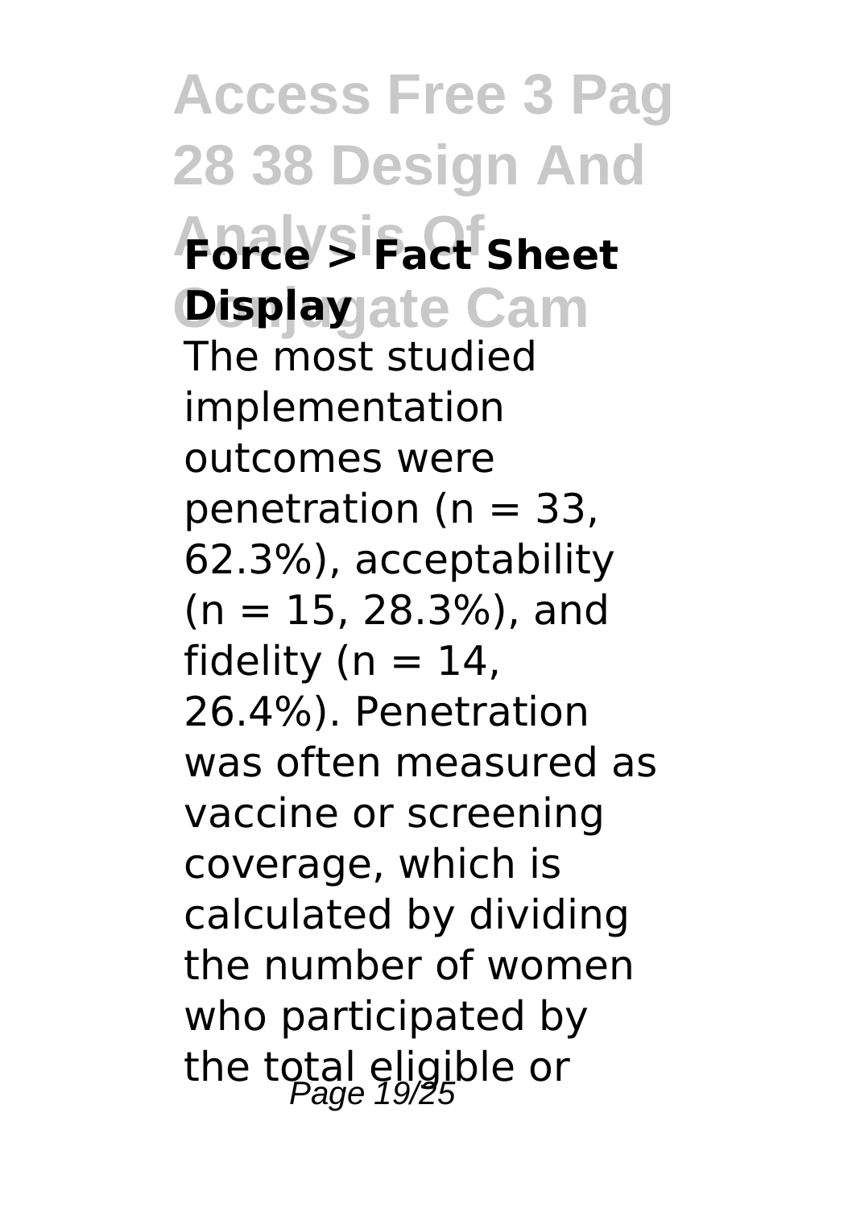**Force > Fact Sheet Display**

The most studied implementation outcomes were penetration (n = 33, 62.3%), acceptability (n = 15, 28.3%), and fidelity (n = 14, 26.4%). Penetration was often measured as vaccine or screening coverage, which is calculated by dividing the number of women who participated by the total eligible or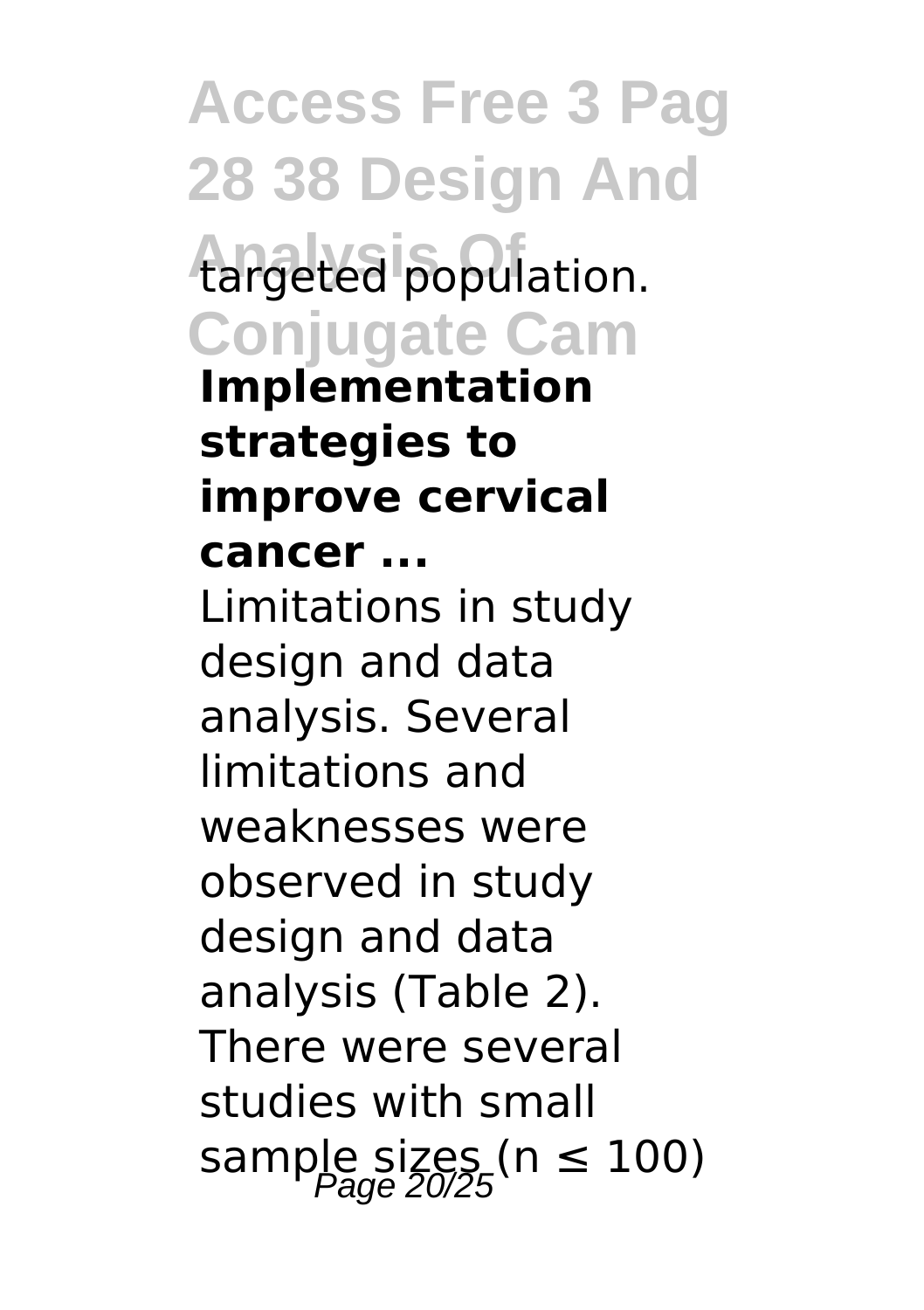targeted population.

**Implementation strategies to improve cervical cancer ...**

Limitations in study design and data analysis. Several limitations and weaknesses were observed in study design and data analysis (Table 2). There were several studies with small sample sizes ($n \leq 100$)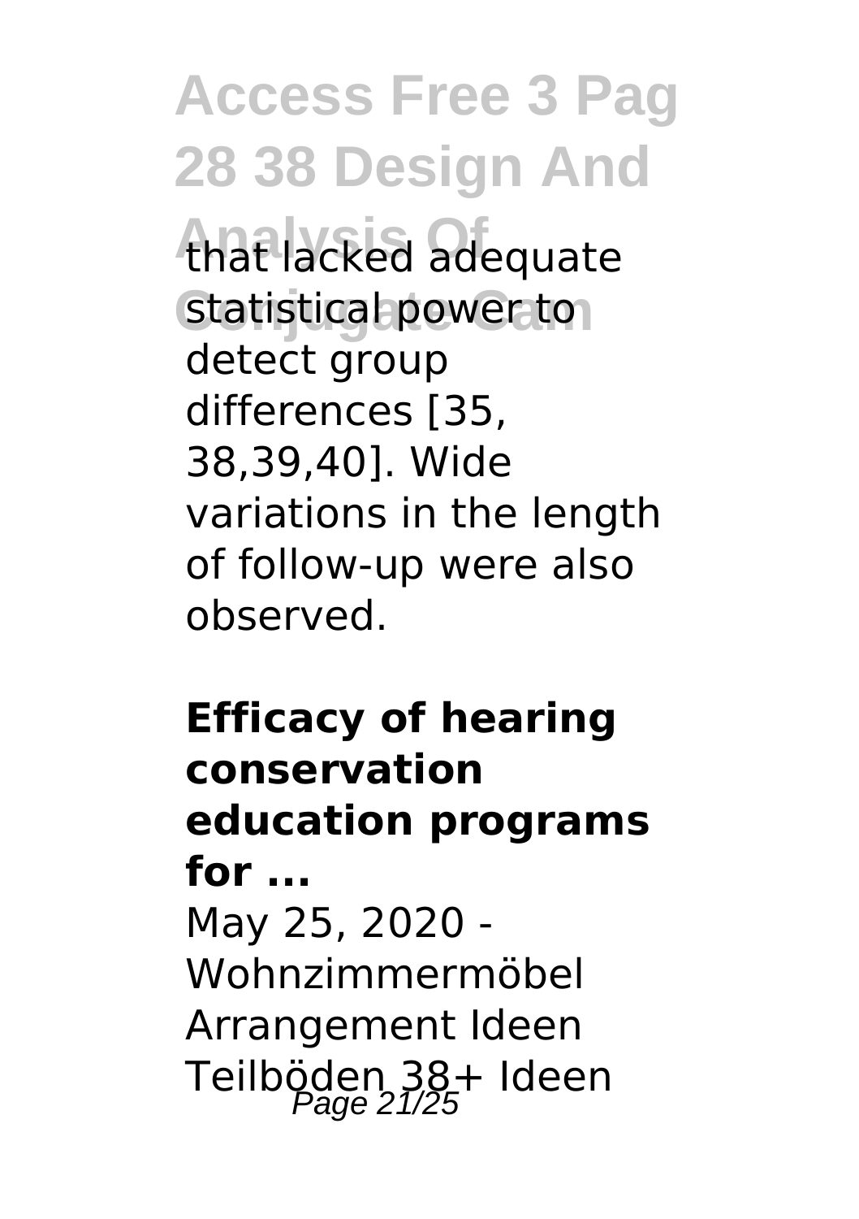that lacked adequate statistical power to detect group differences [35, 38,39,40]. Wide variations in the length of follow-up were also observed.

**Efficacy of hearing conservation education programs for ...**

May 25, 2020 - Wohnzimmermöbel Arrangement Ideen Teilböden 38+ Ideen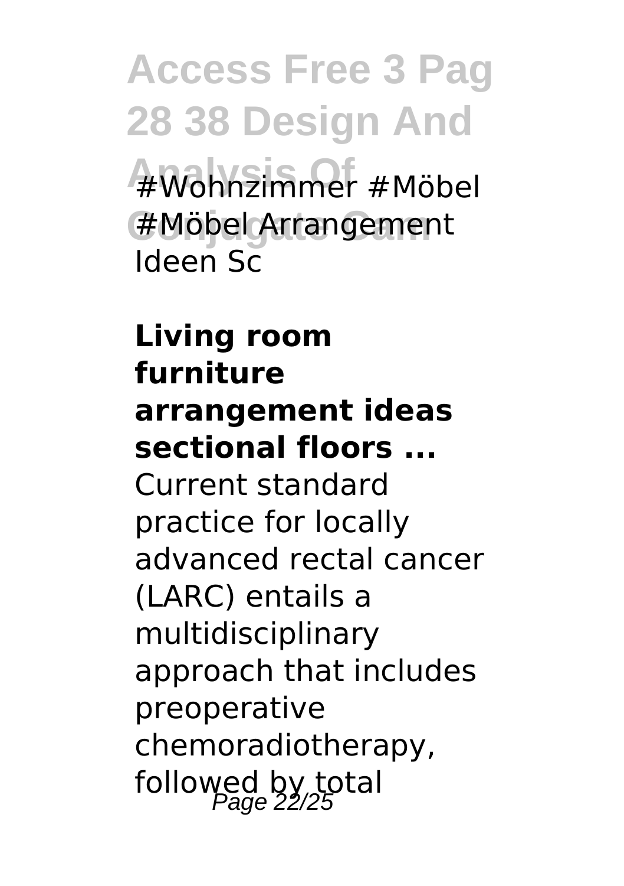#Wohnzimmer #Möbel #Möbel Arrangement Ideen Sc

**Living room furniture arrangement ideas sectional floors ...**

Current standard practice for locally advanced rectal cancer (LARC) entails a multidisciplinary approach that includes preoperative chemoradiotherapy, followed by total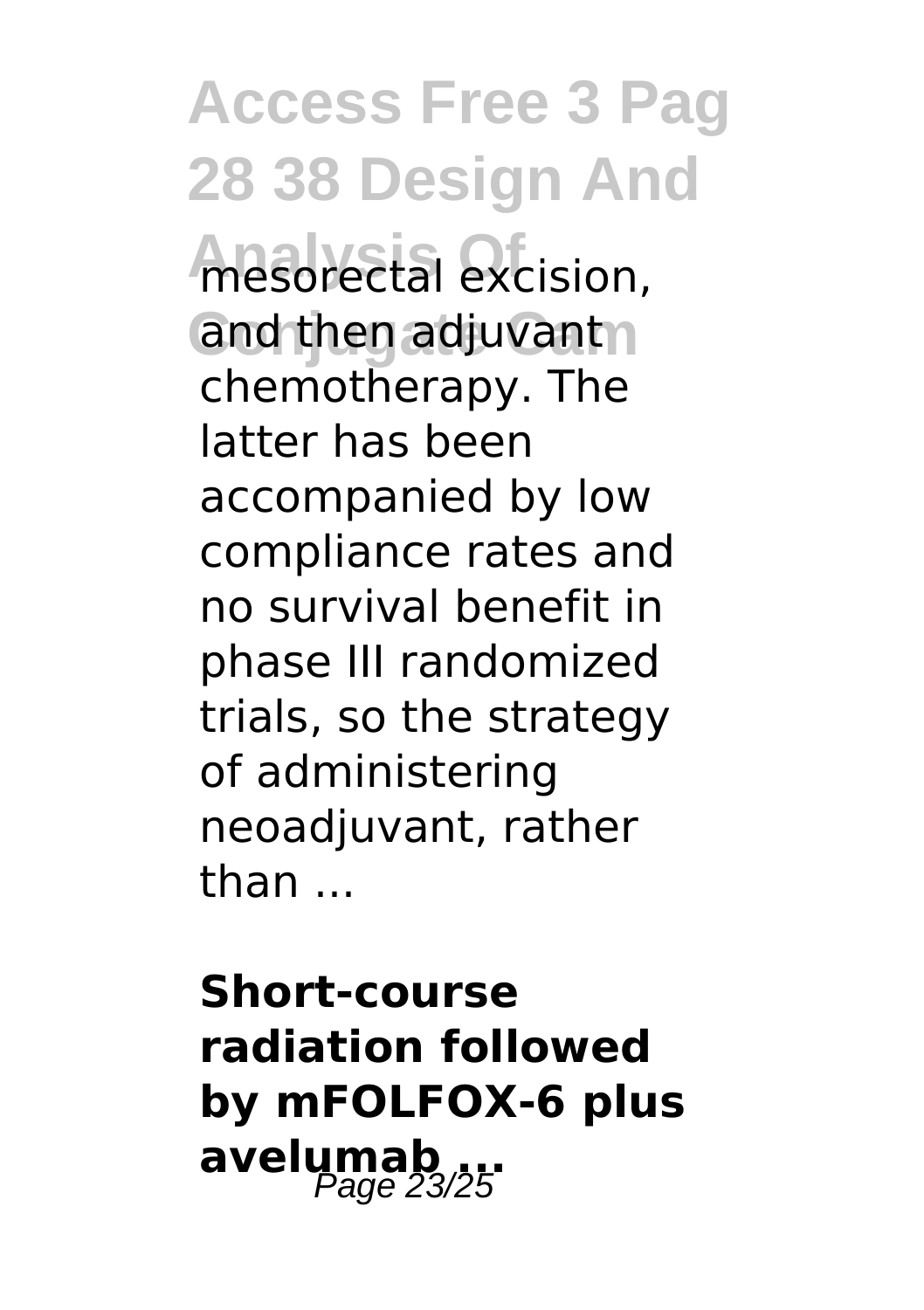mesorectal excision, and then adjuvant chemotherapy. The latter has been accompanied by low compliance rates and no survival benefit in phase III randomized trials, so the strategy of administering neoadjuvant, rather than ...

**Short-course radiation followed by mFOLFOX-6 plus avelumab ...**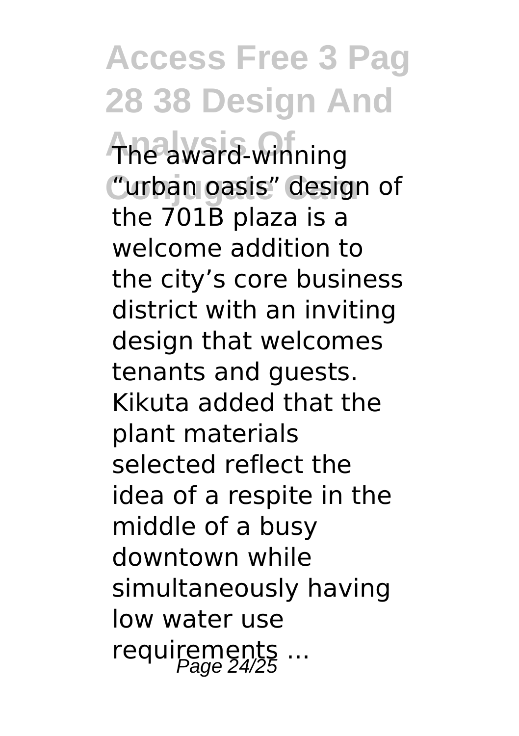The award-winning "urban oasis" design of the 701B plaza is a welcome addition to the city's core business district with an inviting design that welcomes tenants and guests. Kikuta added that the plant materials selected reflect the idea of a respite in the middle of a busy downtown while simultaneously having low water use requirements ...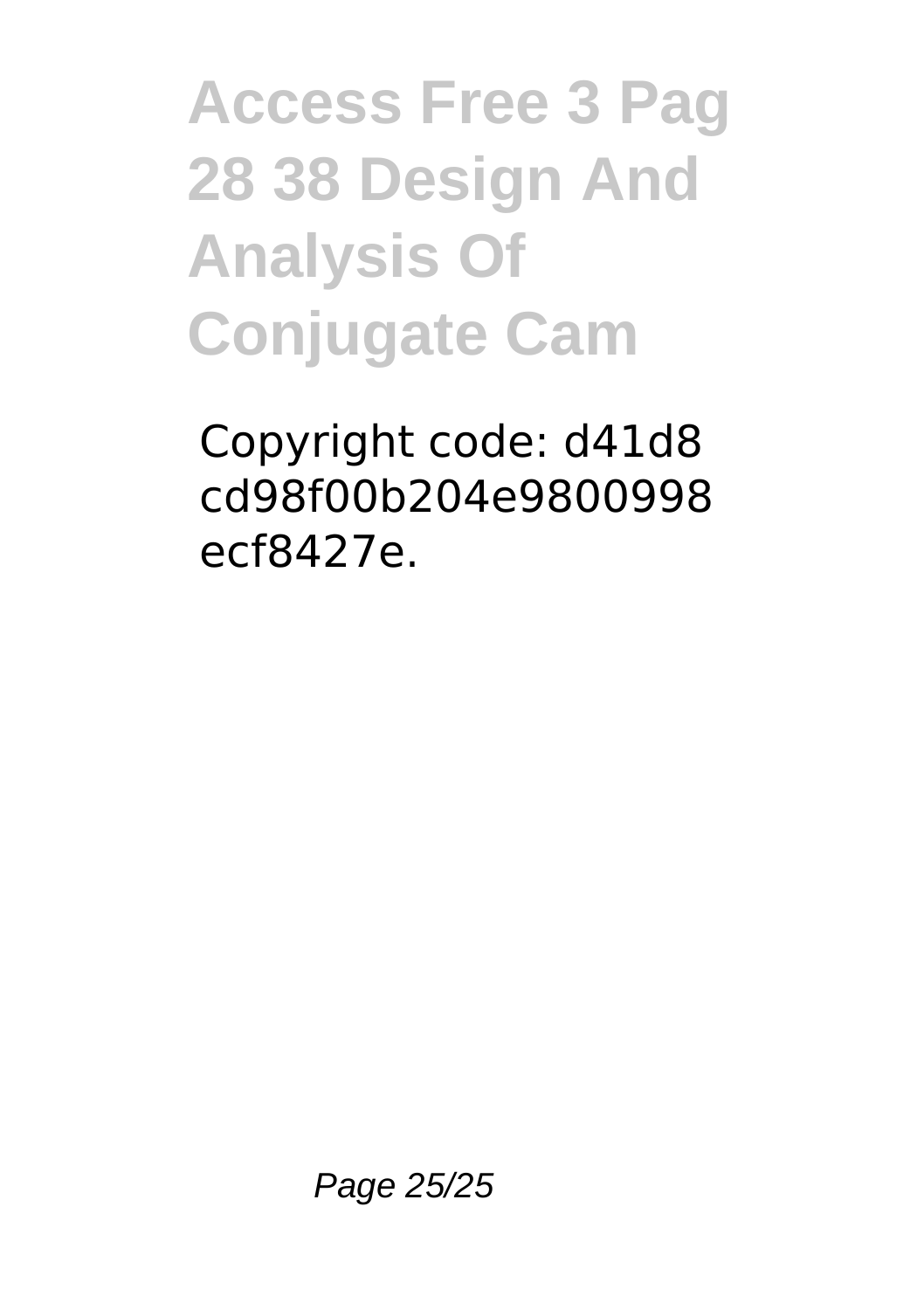Copyright code: d41d8cd98f00b204e9800998ecf8427e.